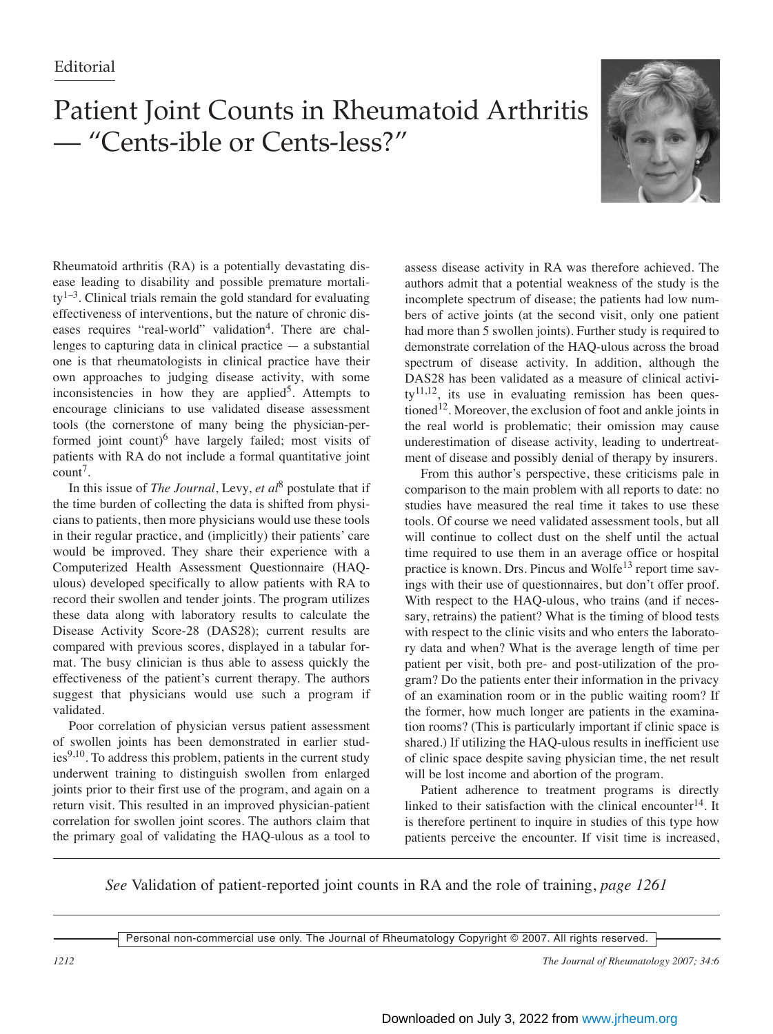Editorial

# Patient Joint Counts in Rheumatoid Arthritis — "Cents-ible or Cents-less?"

Rheumatoid arthritis (RA) is a potentially devastating disease leading to disability and possible premature mortality[1–3]. Clinical trials remain the gold standard for evaluating effectiveness of interventions, but the nature of chronic diseases requires "real-world" validation[4]. There are challenges to capturing data in clinical practice — a substantial one is that rheumatologists in clinical practice have their own approaches to judging disease activity, with some inconsistencies in how they are applied[5]. Attempts to encourage clinicians to use validated disease assessment tools (the cornerstone of many being the physician-performed joint count)[6] have largely failed; most visits of patients with RA do not include a formal quantitative joint count[7].

In this issue of *The Journal*, Levy, *et al*[8] postulate that if the time burden of collecting the data is shifted from physicians to patients, then more physicians would use these tools in their regular practice, and (implicitly) their patients' care would be improved. They share their experience with a Computerized Health Assessment Questionnaire (HAQ-ulous) developed specifically to allow patients with RA to record their swollen and tender joints. The program utilizes these data along with laboratory results to calculate the Disease Activity Score-28 (DAS28); current results are compared with previous scores, displayed in a tabular format. The busy clinician is thus able to assess quickly the effectiveness of the patient's current therapy. The authors suggest that physicians would use such a program if validated.

Poor correlation of physician versus patient assessment of swollen joints has been demonstrated in earlier studies[9,10]. To address this problem, patients in the current study underwent training to distinguish swollen from enlarged joints prior to their first use of the program, and again on a return visit. This resulted in an improved physician-patient correlation for swollen joint scores. The authors claim that the primary goal of validating the HAQ-ulous as a tool to assess disease activity in RA was therefore achieved. The authors admit that a potential weakness of the study is the incomplete spectrum of disease; the patients had low numbers of active joints (at the second visit, only one patient had more than 5 swollen joints). Further study is required to demonstrate correlation of the HAQ-ulous across the broad spectrum of disease activity. In addition, although the DAS28 has been validated as a measure of clinical activity[11,12], its use in evaluating remission has been questioned[12]. Moreover, the exclusion of foot and ankle joints in the real world is problematic; their omission may cause underestimation of disease activity, leading to undertreatment of disease and possibly denial of therapy by insurers.

From this author's perspective, these criticisms pale in comparison to the main problem with all reports to date: no studies have measured the real time it takes to use these tools. Of course we need validated assessment tools, but all will continue to collect dust on the shelf until the actual time required to use them in an average office or hospital practice is known. Drs. Pincus and Wolfe[13] report time savings with their use of questionnaires, but don't offer proof. With respect to the HAQ-ulous, who trains (and if necessary, retrains) the patient? What is the timing of blood tests with respect to the clinic visits and who enters the laboratory data and when? What is the average length of time per patient per visit, both pre- and post-utilization of the program? Do the patients enter their information in the privacy of an examination room or in the public waiting room? If the former, how much longer are patients in the examination rooms? (This is particularly important if clinic space is shared.) If utilizing the HAQ-ulous results in inefficient use of clinic space despite saving physician time, the net result will be lost income and abortion of the program.

Patient adherence to treatment programs is directly linked to their satisfaction with the clinical encounter[14]. It is therefore pertinent to inquire in studies of this type how patients perceive the encounter. If visit time is increased,

*See* Validation of patient-reported joint counts in RA and the role of training, *page 1261*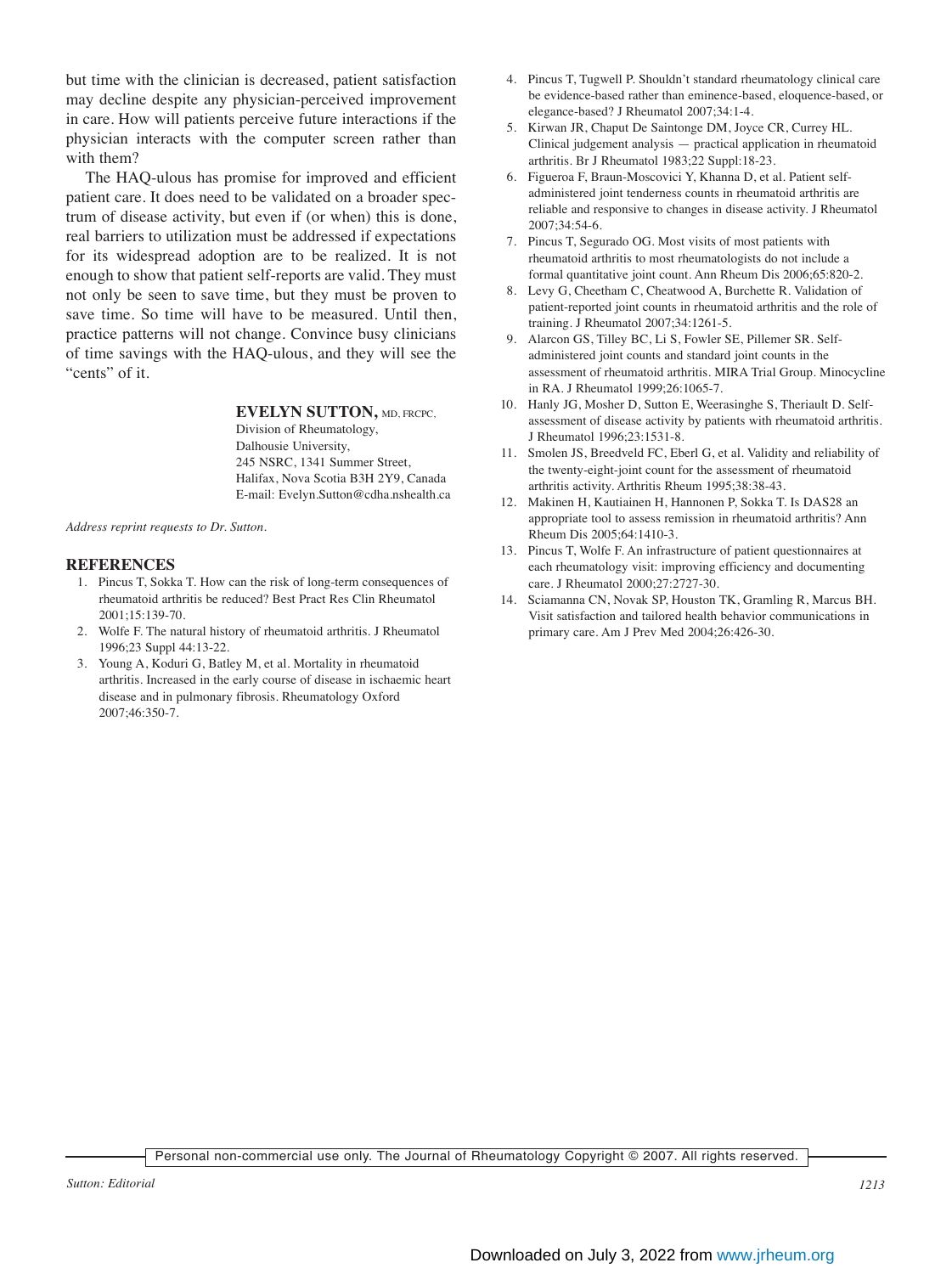but time with the clinician is decreased, patient satisfaction may decline despite any physician-perceived improvement in care. How will patients perceive future interactions if the physician interacts with the computer screen rather than with them?

The HAQ-ulous has promise for improved and efficient patient care. It does need to be validated on a broader spectrum of disease activity, but even if (or when) this is done, real barriers to utilization must be addressed if expectations for its widespread adoption are to be realized. It is not enough to show that patient self-reports are valid. They must not only be seen to save time, but they must be proven to save time. So time will have to be measured. Until then, practice patterns will not change. Convince busy clinicians of time savings with the HAQ-ulous, and they will see the "cents" of it.

**EVELYN SUTTON,** MD, FRCPC,
Division of Rheumatology,
Dalhousie University,
245 NSRC, 1341 Summer Street,
Halifax, Nova Scotia B3H 2Y9, Canada
E-mail: Evelyn.Sutton@cdha.nshealth.ca

*Address reprint requests to Dr. Sutton.*

## REFERENCES

1. Pincus T, Sokka T. How can the risk of long-term consequences of rheumatoid arthritis be reduced? Best Pract Res Clin Rheumatol 2001;15:139-70.
2. Wolfe F. The natural history of rheumatoid arthritis. J Rheumatol 1996;23 Suppl 44:13-22.
3. Young A, Koduri G, Batley M, et al. Mortality in rheumatoid arthritis. Increased in the early course of disease in ischaemic heart disease and in pulmonary fibrosis. Rheumatology Oxford 2007;46:350-7.
4. Pincus T, Tugwell P. Shouldn't standard rheumatology clinical care be evidence-based rather than eminence-based, eloquence-based, or elegance-based? J Rheumatol 2007;34:1-4.
5. Kirwan JR, Chaput De Saintonge DM, Joyce CR, Currey HL. Clinical judgement analysis — practical application in rheumatoid arthritis. Br J Rheumatol 1983;22 Suppl:18-23.
6. Figueroa F, Braun-Moscovici Y, Khanna D, et al. Patient self-administered joint tenderness counts in rheumatoid arthritis are reliable and responsive to changes in disease activity. J Rheumatol 2007;34:54-6.
7. Pincus T, Segurado OG. Most visits of most patients with rheumatoid arthritis to most rheumatologists do not include a formal quantitative joint count. Ann Rheum Dis 2006;65:820-2.
8. Levy G, Cheetham C, Cheatwood A, Burchette R. Validation of patient-reported joint counts in rheumatoid arthritis and the role of training. J Rheumatol 2007;34:1261-5.
9. Alarcon GS, Tilley BC, Li S, Fowler SE, Pillemer SR. Self-administered joint counts and standard joint counts in the assessment of rheumatoid arthritis. MIRA Trial Group. Minocycline in RA. J Rheumatol 1999;26:1065-7.
10. Hanly JG, Mosher D, Sutton E, Weerasinghe S, Theriault D. Self-assessment of disease activity by patients with rheumatoid arthritis. J Rheumatol 1996;23:1531-8.
11. Smolen JS, Breedveld FC, Eberl G, et al. Validity and reliability of the twenty-eight-joint count for the assessment of rheumatoid arthritis activity. Arthritis Rheum 1995;38:38-43.
12. Makinen H, Kautiainen H, Hannonen P, Sokka T. Is DAS28 an appropriate tool to assess remission in rheumatoid arthritis? Ann Rheum Dis 2005;64:1410-3.
13. Pincus T, Wolfe F. An infrastructure of patient questionnaires at each rheumatology visit: improving efficiency and documenting care. J Rheumatol 2000;27:2727-30.
14. Sciamanna CN, Novak SP, Houston TK, Gramling R, Marcus BH. Visit satisfaction and tailored health behavior communications in primary care. Am J Prev Med 2004;26:426-30.